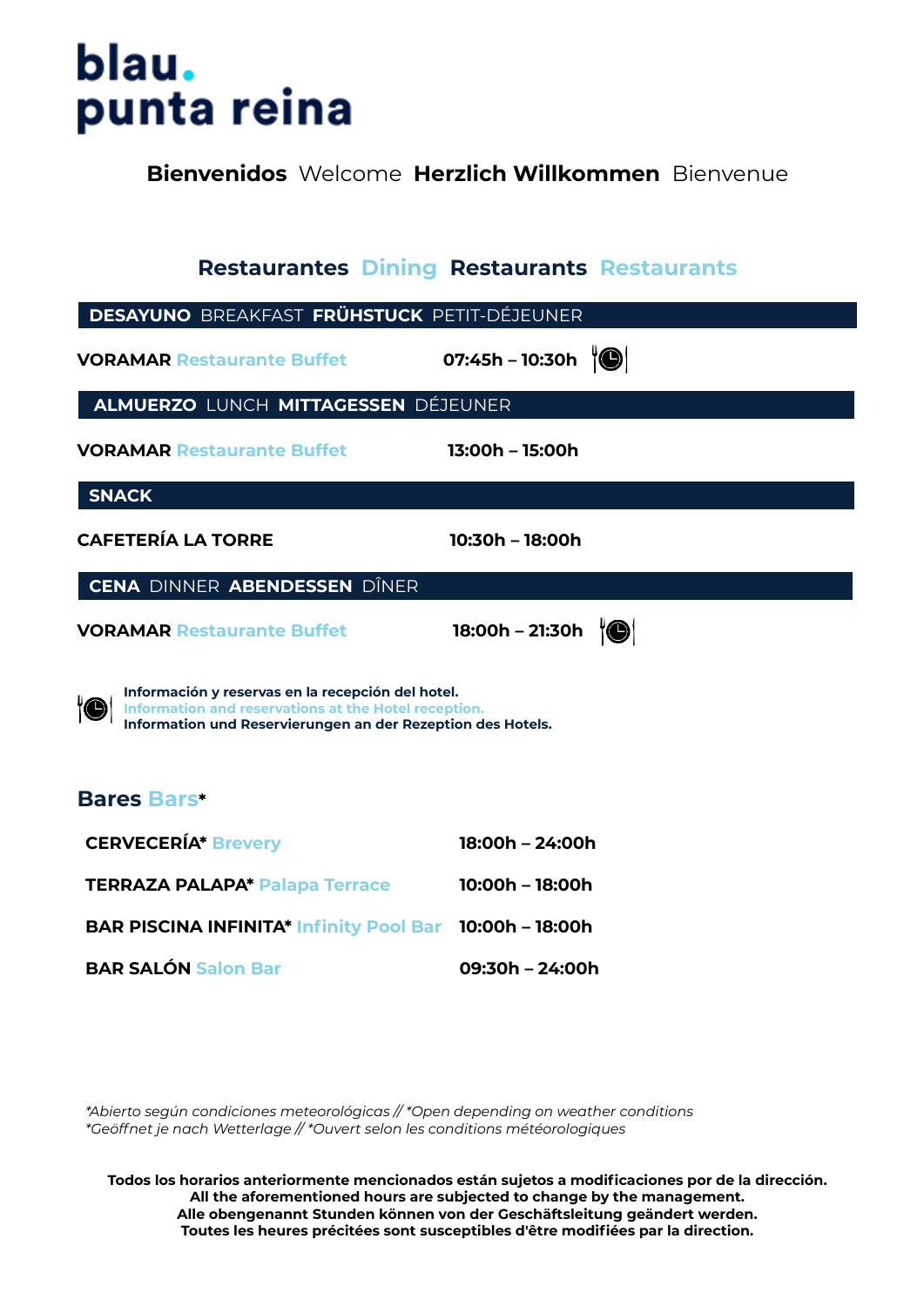# blau. punta reina

**Bienvenidos** Welcome **Herzlich Willkommen** Bienvenue

## Restaurantes Dining Restaurants Restaurants

| **DESAYUNO** BREAKFAST **FRÜHSTUCK** PETIT-DÉJEUNER | |
|---|---|
| **VORAMAR** Restaurante Buffet | **07:45h – 10:30h** 🍴🕒 |

| **ALMUERZO** LUNCH **MITTAGESSEN** DÉJEUNER | |
|---|---|
| **VORAMAR** Restaurante Buffet | **13:00h – 15:00h** |

| **SNACK** | |
|---|---|
| **CAFETERÍA LA TORRE** | **10:30h – 18:00h** |

| **CENA** DINNER **ABENDESSEN** DÎNER | |
|---|---|
| **VORAMAR** Restaurante Buffet | **18:00h – 21:30h** 🍴🕒 |

🍴🕒 **Información y reservas en la recepción del hotel.**
**Information and reservations at the Hotel reception.**
**Information und Reservierungen an der Rezeption des Hotels.**

## Bares Bars*

| | |
|---|---|
| **CERVECERÍA*** Brevery | **18:00h – 24:00h** |
| **TERRAZA PALAPA*** Palapa Terrace | **10:00h – 18:00h** |
| **BAR PISCINA INFINITA*** Infinity Pool Bar | **10:00h – 18:00h** |
| **BAR SALÓN** Salon Bar | **09:30h – 24:00h** |

*\*Abierto según condiciones meteorológicas // \*Open depending on weather conditions*
*\*Geöffnet je nach Wetterlage // \*Ouvert selon les conditions météorologiques*

**Todos los horarios anteriormente mencionados están sujetos a modificaciones por de la dirección.**
**All the aforementioned hours are subjected to change by the management.**
**Alle obengenannt Stunden können von der Geschäftsleitung geändert werden.**
**Toutes les heures précitées sont susceptibles d'être modifiées par la direction.**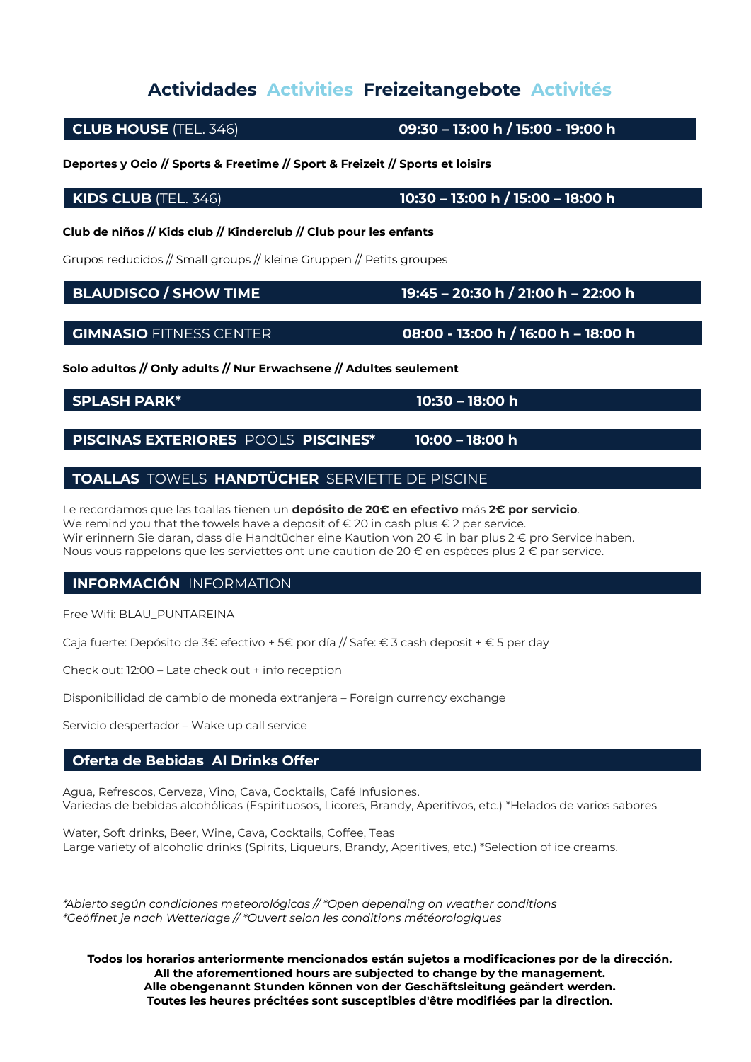# Actividades Activities Freizeitangebote Activités

## **CLUB HOUSE** (TEL. 346) 09:30 – 13:00 h / 15:00 - 19:00 h

**Deportes y Ocio // Sports & Freetime // Sport & Freizeit // Sports et loisirs**

## **KIDS CLUB** (TEL. 346) 10:30 – 13:00 h / 15:00 – 18:00 h

**Club de niños // Kids club // Kinderclub // Club pour les enfants**

Grupos reducidos // Small groups // kleine Gruppen // Petits groupes

## **BLAUDISCO / SHOW TIME** 19:45 – 20:30 h / 21:00 h – 22:00 h

## **GIMNASIO** FITNESS CENTER 08:00 - 13:00 h / 16:00 h – 18:00 h

**Solo adultos // Only adults // Nur Erwachsene // Adultes seulement**

## **SPLASH PARK*** 10:30 – 18:00 h

## **PISCINAS EXTERIORES** POOLS **PISCINES*** 10:00 – 18:00 h

## **TOALLAS** TOWELS **HANDTÜCHER** SERVIETTE DE PISCINE

Le recordamos que las toallas tienen un **depósito de 20€ en efectivo** más **2€ por servicio**.
We remind you that the towels have a deposit of € 20 in cash plus € 2 per service.
Wir erinnern Sie daran, dass die Handtücher eine Kaution von 20 € in bar plus 2 € pro Service haben.
Nous vous rappelons que les serviettes ont une caution de 20 € en espèces plus 2 € par service.

## **INFORMACIÓN** INFORMATION

Free Wifi: BLAU_PUNTAREINA

Caja fuerte: Depósito de 3€ efectivo + 5€ por día // Safe: € 3 cash deposit + € 5 per day

Check out: 12:00 – Late check out + info reception

Disponibilidad de cambio de moneda extranjera – Foreign currency exchange

Servicio despertador – Wake up call service

## **Oferta de Bebidas AI Drinks Offer**

Agua, Refrescos, Cerveza, Vino, Cava, Cocktails, Café Infusiones.
Variedas de bebidas alcohólicas (Espirituosos, Licores, Brandy, Aperitivos, etc.) *Helados de varios sabores

Water, Soft drinks, Beer, Wine, Cava, Cocktails, Coffee, Teas
Large variety of alcoholic drinks (Spirits, Liqueurs, Brandy, Aperitives, etc.) *Selection of ice creams.

*\*Abierto según condiciones meteorológicas // \*Open depending on weather conditions*
*\*Geöffnet je nach Wetterlage // \*Ouvert selon les conditions météorologiques*

**Todos los horarios anteriormente mencionados están sujetos a modificaciones por de la dirección.**
**All the aforementioned hours are subjected to change by the management.**
**Alle obengenannt Stunden können von der Geschäftsleitung geändert werden.**
**Toutes les heures précitées sont susceptibles d'être modifiées par la direction.**